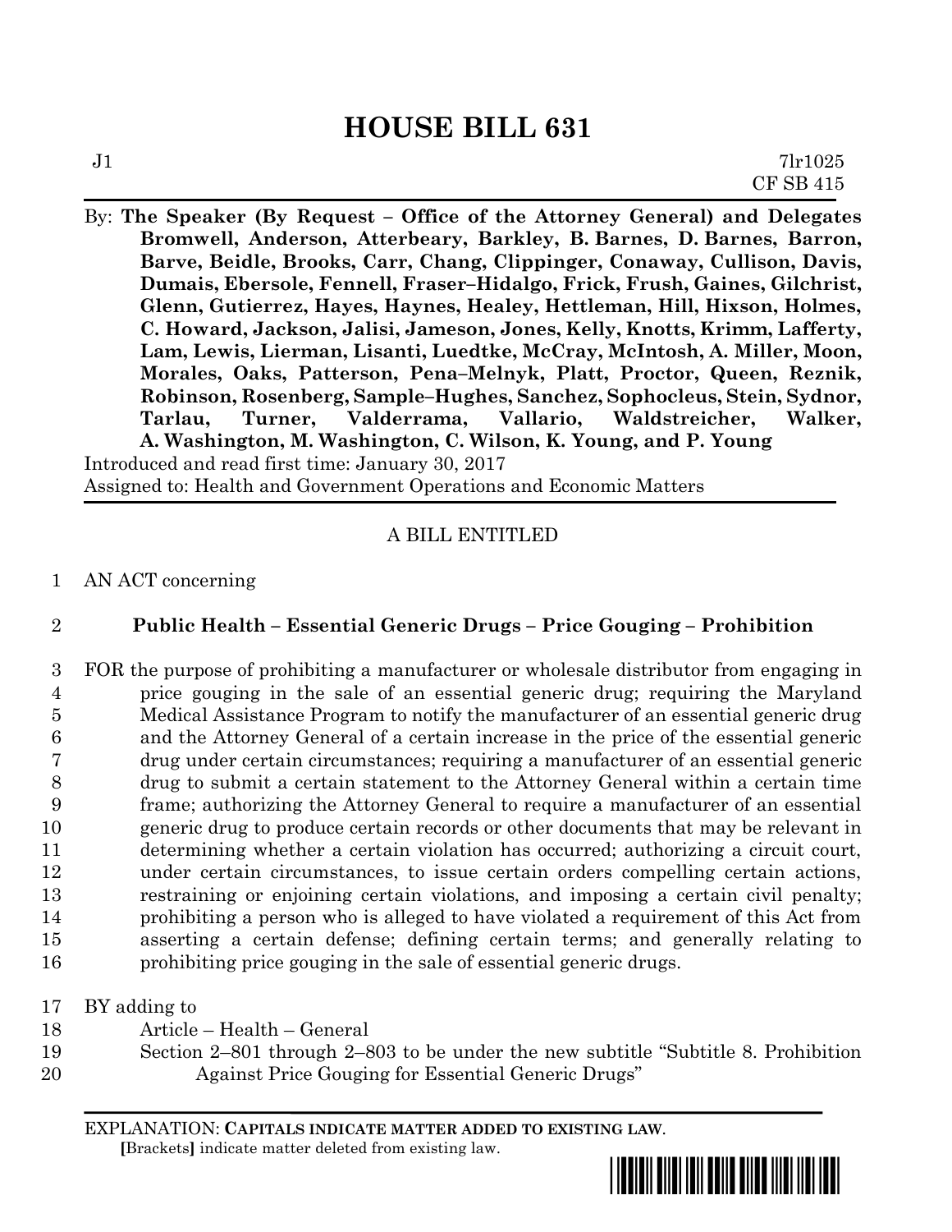# HOUSE BILL 631

J1 7lr1025
CF SB 415

By: **The Speaker (By Request – Office of the Attorney General) and Delegates Bromwell, Anderson, Atterbeary, Barkley, B. Barnes, D. Barnes, Barron, Barve, Beidle, Brooks, Carr, Chang, Clippinger, Conaway, Cullison, Davis, Dumais, Ebersole, Fennell, Fraser–Hidalgo, Frick, Frush, Gaines, Gilchrist, Glenn, Gutierrez, Hayes, Haynes, Healey, Hettleman, Hill, Hixson, Holmes, C. Howard, Jackson, Jalisi, Jameson, Jones, Kelly, Knotts, Krimm, Lafferty, Lam, Lewis, Lierman, Lisanti, Luedtke, McCray, McIntosh, A. Miller, Moon, Morales, Oaks, Patterson, Pena–Melnyk, Platt, Proctor, Queen, Reznik, Robinson, Rosenberg, Sample–Hughes, Sanchez, Sophocleus, Stein, Sydnor, Tarlau, Turner, Valderrama, Vallario, Waldstreicher, Walker, A. Washington, M. Washington, C. Wilson, K. Young, and P. Young**

Introduced and read first time: January 30, 2017
Assigned to: Health and Government Operations and Economic Matters

A BILL ENTITLED

1 AN ACT concerning

2 **Public Health – Essential Generic Drugs – Price Gouging – Prohibition**

3 FOR the purpose of prohibiting a manufacturer or wholesale distributor from engaging in
4 price gouging in the sale of an essential generic drug; requiring the Maryland
5 Medical Assistance Program to notify the manufacturer of an essential generic drug
6 and the Attorney General of a certain increase in the price of the essential generic
7 drug under certain circumstances; requiring a manufacturer of an essential generic
8 drug to submit a certain statement to the Attorney General within a certain time
9 frame; authorizing the Attorney General to require a manufacturer of an essential
10 generic drug to produce certain records or other documents that may be relevant in
11 determining whether a certain violation has occurred; authorizing a circuit court,
12 under certain circumstances, to issue certain orders compelling certain actions,
13 restraining or enjoining certain violations, and imposing a certain civil penalty;
14 prohibiting a person who is alleged to have violated a requirement of this Act from
15 asserting a certain defense; defining certain terms; and generally relating to
16 prohibiting price gouging in the sale of essential generic drugs.

17 BY adding to
18 Article – Health – General
19 Section 2–801 through 2–803 to be under the new subtitle "Subtitle 8. Prohibition
20 Against Price Gouging for Essential Generic Drugs"

EXPLANATION: **CAPITALS INDICATE MATTER ADDED TO EXISTING LAW.**
[Brackets] indicate matter deleted from existing law.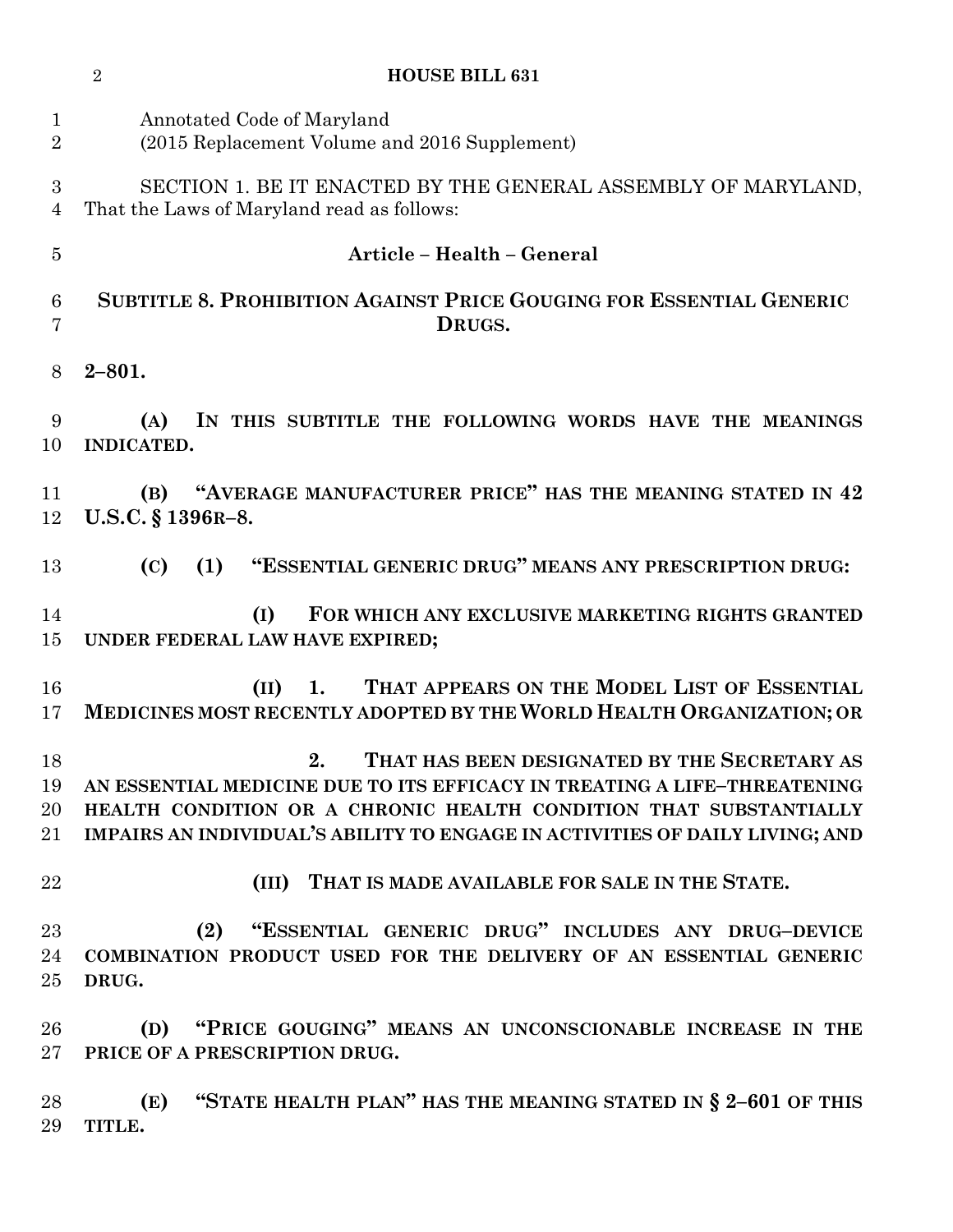Annotated Code of Maryland
(2015 Replacement Volume and 2016 Supplement)

SECTION 1. BE IT ENACTED BY THE GENERAL ASSEMBLY OF MARYLAND, That the Laws of Maryland read as follows:

## Article – Health – General

### SUBTITLE 8. PROHIBITION AGAINST PRICE GOUGING FOR ESSENTIAL GENERIC DRUGS.

**2–801.**

**(A) IN THIS SUBTITLE THE FOLLOWING WORDS HAVE THE MEANINGS INDICATED.**

**(B) "AVERAGE MANUFACTURER PRICE" HAS THE MEANING STATED IN 42 U.S.C. § 1396R–8.**

**(C) (1) "ESSENTIAL GENERIC DRUG" MEANS ANY PRESCRIPTION DRUG:**

**(I) FOR WHICH ANY EXCLUSIVE MARKETING RIGHTS GRANTED UNDER FEDERAL LAW HAVE EXPIRED;**

**(II) 1. THAT APPEARS ON THE MODEL LIST OF ESSENTIAL MEDICINES MOST RECENTLY ADOPTED BY THE WORLD HEALTH ORGANIZATION; OR**

**2. THAT HAS BEEN DESIGNATED BY THE SECRETARY AS AN ESSENTIAL MEDICINE DUE TO ITS EFFICACY IN TREATING A LIFE–THREATENING HEALTH CONDITION OR A CHRONIC HEALTH CONDITION THAT SUBSTANTIALLY IMPAIRS AN INDIVIDUAL'S ABILITY TO ENGAGE IN ACTIVITIES OF DAILY LIVING; AND**

**(III) THAT IS MADE AVAILABLE FOR SALE IN THE STATE.**

**(2) "ESSENTIAL GENERIC DRUG" INCLUDES ANY DRUG–DEVICE COMBINATION PRODUCT USED FOR THE DELIVERY OF AN ESSENTIAL GENERIC DRUG.**

**(D) "PRICE GOUGING" MEANS AN UNCONSCIONABLE INCREASE IN THE PRICE OF A PRESCRIPTION DRUG.**

**(E) "STATE HEALTH PLAN" HAS THE MEANING STATED IN § 2–601 OF THIS TITLE.**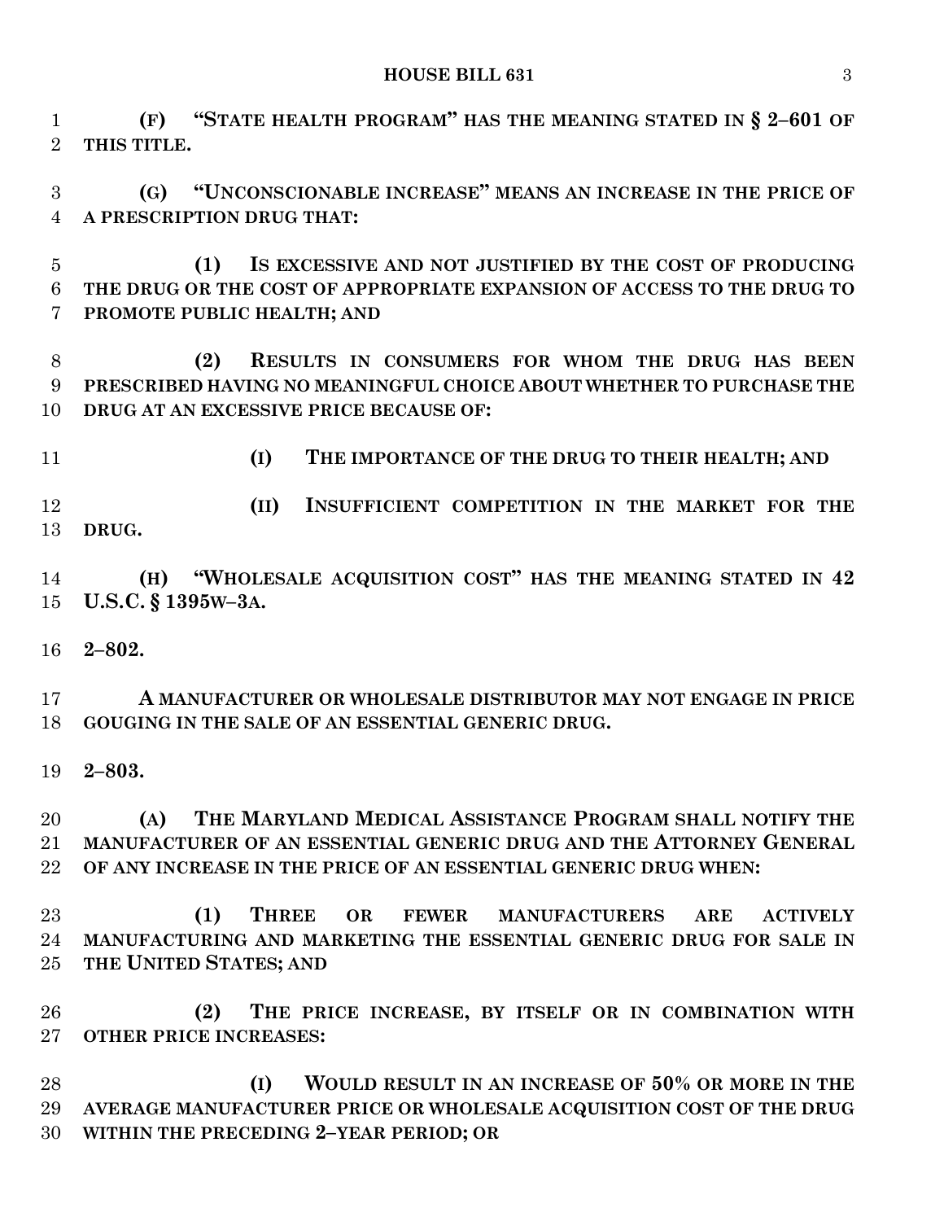**(F) "STATE HEALTH PROGRAM" HAS THE MEANING STATED IN § 2–601 OF THIS TITLE.**

**(G) "UNCONSCIONABLE INCREASE" MEANS AN INCREASE IN THE PRICE OF A PRESCRIPTION DRUG THAT:**

**(1) IS EXCESSIVE AND NOT JUSTIFIED BY THE COST OF PRODUCING THE DRUG OR THE COST OF APPROPRIATE EXPANSION OF ACCESS TO THE DRUG TO PROMOTE PUBLIC HEALTH; AND**

**(2) RESULTS IN CONSUMERS FOR WHOM THE DRUG HAS BEEN PRESCRIBED HAVING NO MEANINGFUL CHOICE ABOUT WHETHER TO PURCHASE THE DRUG AT AN EXCESSIVE PRICE BECAUSE OF:**

**(I) THE IMPORTANCE OF THE DRUG TO THEIR HEALTH; AND**

**(II) INSUFFICIENT COMPETITION IN THE MARKET FOR THE DRUG.**

**(H) "WHOLESALE ACQUISITION COST" HAS THE MEANING STATED IN 42 U.S.C. § 1395W–3A.**

**2–802.**

**A MANUFACTURER OR WHOLESALE DISTRIBUTOR MAY NOT ENGAGE IN PRICE GOUGING IN THE SALE OF AN ESSENTIAL GENERIC DRUG.**

**2–803.**

**(A) THE MARYLAND MEDICAL ASSISTANCE PROGRAM SHALL NOTIFY THE MANUFACTURER OF AN ESSENTIAL GENERIC DRUG AND THE ATTORNEY GENERAL OF ANY INCREASE IN THE PRICE OF AN ESSENTIAL GENERIC DRUG WHEN:**

**(1) THREE OR FEWER MANUFACTURERS ARE ACTIVELY MANUFACTURING AND MARKETING THE ESSENTIAL GENERIC DRUG FOR SALE IN THE UNITED STATES; AND**

**(2) THE PRICE INCREASE, BY ITSELF OR IN COMBINATION WITH OTHER PRICE INCREASES:**

**(I) WOULD RESULT IN AN INCREASE OF 50% OR MORE IN THE AVERAGE MANUFACTURER PRICE OR WHOLESALE ACQUISITION COST OF THE DRUG WITHIN THE PRECEDING 2–YEAR PERIOD; OR**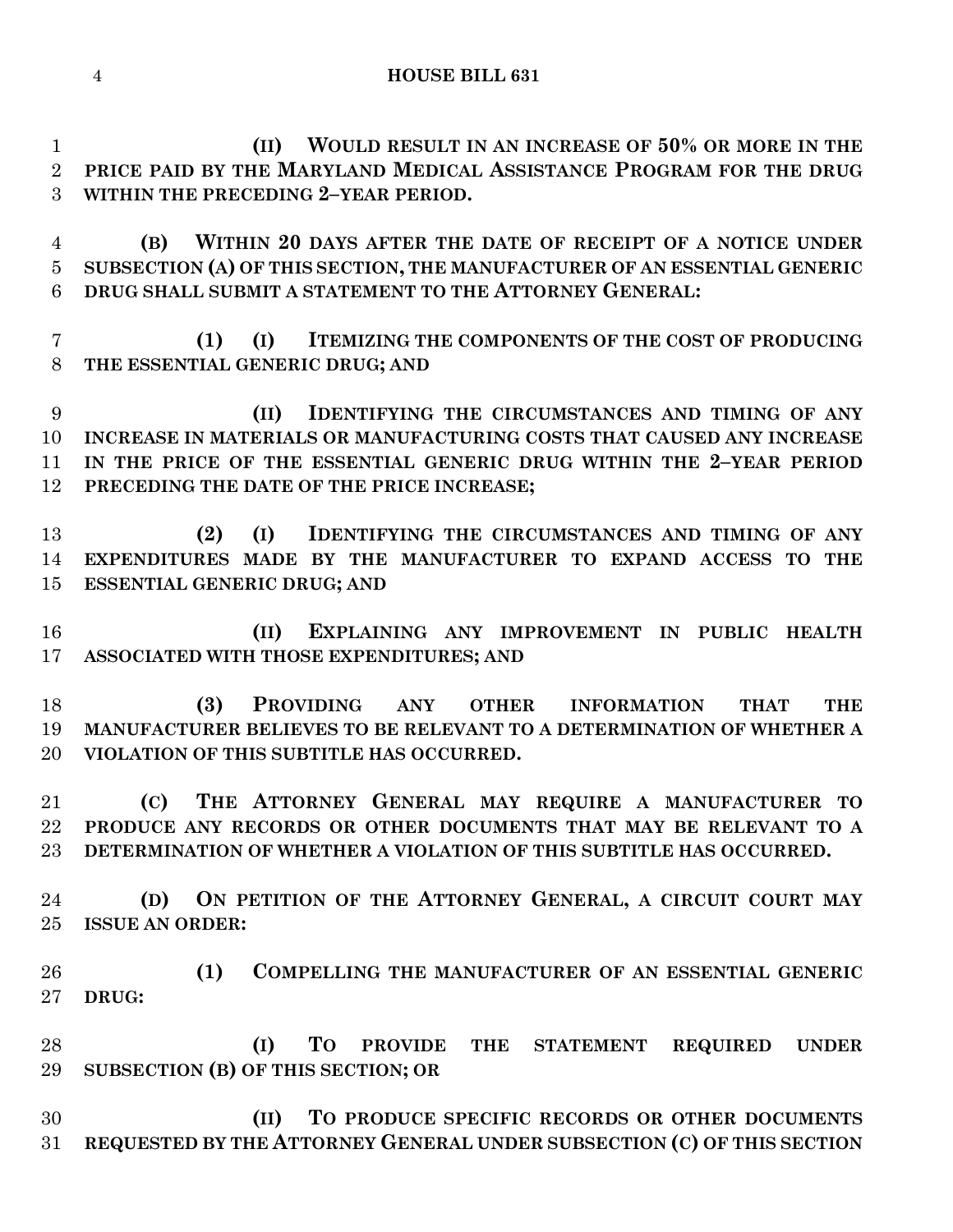**(II) WOULD RESULT IN AN INCREASE OF 50% OR MORE IN THE PRICE PAID BY THE MARYLAND MEDICAL ASSISTANCE PROGRAM FOR THE DRUG WITHIN THE PRECEDING 2–YEAR PERIOD.**

**(B) WITHIN 20 DAYS AFTER THE DATE OF RECEIPT OF A NOTICE UNDER SUBSECTION (A) OF THIS SECTION, THE MANUFACTURER OF AN ESSENTIAL GENERIC DRUG SHALL SUBMIT A STATEMENT TO THE ATTORNEY GENERAL:**

**(1) (I) ITEMIZING THE COMPONENTS OF THE COST OF PRODUCING THE ESSENTIAL GENERIC DRUG; AND**

**(II) IDENTIFYING THE CIRCUMSTANCES AND TIMING OF ANY INCREASE IN MATERIALS OR MANUFACTURING COSTS THAT CAUSED ANY INCREASE IN THE PRICE OF THE ESSENTIAL GENERIC DRUG WITHIN THE 2–YEAR PERIOD PRECEDING THE DATE OF THE PRICE INCREASE;**

**(2) (I) IDENTIFYING THE CIRCUMSTANCES AND TIMING OF ANY EXPENDITURES MADE BY THE MANUFACTURER TO EXPAND ACCESS TO THE ESSENTIAL GENERIC DRUG; AND**

**(II) EXPLAINING ANY IMPROVEMENT IN PUBLIC HEALTH ASSOCIATED WITH THOSE EXPENDITURES; AND**

**(3) PROVIDING ANY OTHER INFORMATION THAT THE MANUFACTURER BELIEVES TO BE RELEVANT TO A DETERMINATION OF WHETHER A VIOLATION OF THIS SUBTITLE HAS OCCURRED.**

**(C) THE ATTORNEY GENERAL MAY REQUIRE A MANUFACTURER TO PRODUCE ANY RECORDS OR OTHER DOCUMENTS THAT MAY BE RELEVANT TO A DETERMINATION OF WHETHER A VIOLATION OF THIS SUBTITLE HAS OCCURRED.**

**(D) ON PETITION OF THE ATTORNEY GENERAL, A CIRCUIT COURT MAY ISSUE AN ORDER:**

**(1) COMPELLING THE MANUFACTURER OF AN ESSENTIAL GENERIC DRUG:**

**(I) TO PROVIDE THE STATEMENT REQUIRED UNDER SUBSECTION (B) OF THIS SECTION; OR**

**(II) TO PRODUCE SPECIFIC RECORDS OR OTHER DOCUMENTS REQUESTED BY THE ATTORNEY GENERAL UNDER SUBSECTION (C) OF THIS SECTION**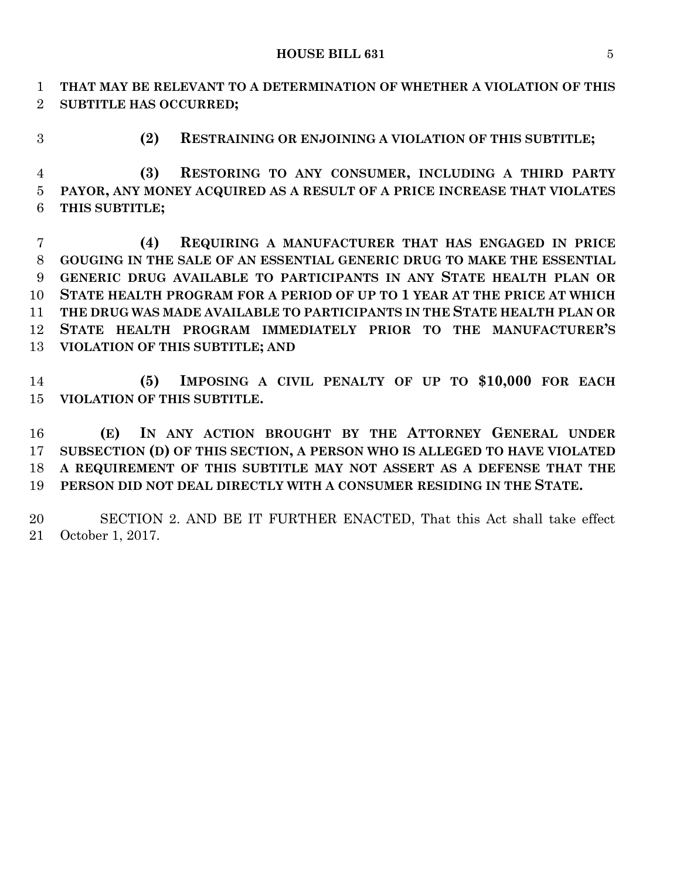**THAT MAY BE RELEVANT TO A DETERMINATION OF WHETHER A VIOLATION OF THIS SUBTITLE HAS OCCURRED;**

**(2) RESTRAINING OR ENJOINING A VIOLATION OF THIS SUBTITLE;**

**(3) RESTORING TO ANY CONSUMER, INCLUDING A THIRD PARTY PAYOR, ANY MONEY ACQUIRED AS A RESULT OF A PRICE INCREASE THAT VIOLATES THIS SUBTITLE;**

**(4) REQUIRING A MANUFACTURER THAT HAS ENGAGED IN PRICE GOUGING IN THE SALE OF AN ESSENTIAL GENERIC DRUG TO MAKE THE ESSENTIAL GENERIC DRUG AVAILABLE TO PARTICIPANTS IN ANY STATE HEALTH PLAN OR STATE HEALTH PROGRAM FOR A PERIOD OF UP TO 1 YEAR AT THE PRICE AT WHICH THE DRUG WAS MADE AVAILABLE TO PARTICIPANTS IN THE STATE HEALTH PLAN OR STATE HEALTH PROGRAM IMMEDIATELY PRIOR TO THE MANUFACTURER'S VIOLATION OF THIS SUBTITLE; AND**

**(5) IMPOSING A CIVIL PENALTY OF UP TO $10,000 FOR EACH VIOLATION OF THIS SUBTITLE.**

**(E) IN ANY ACTION BROUGHT BY THE ATTORNEY GENERAL UNDER SUBSECTION (D) OF THIS SECTION, A PERSON WHO IS ALLEGED TO HAVE VIOLATED A REQUIREMENT OF THIS SUBTITLE MAY NOT ASSERT AS A DEFENSE THAT THE PERSON DID NOT DEAL DIRECTLY WITH A CONSUMER RESIDING IN THE STATE.**

SECTION 2. AND BE IT FURTHER ENACTED, That this Act shall take effect October 1, 2017.